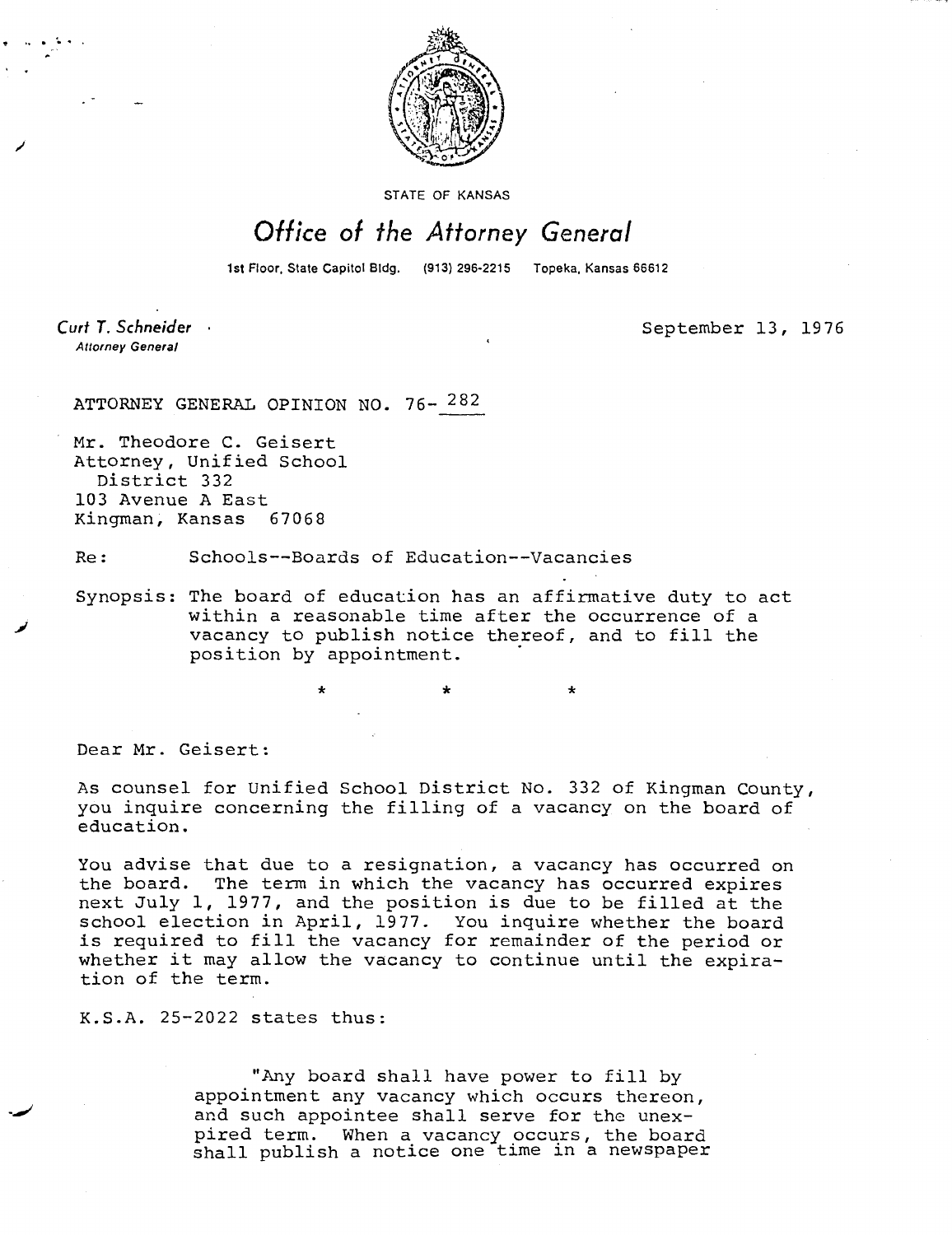STATE OF KANSAS

# Office of the Attorney General

1st Floor, State Capitol Bldg. (913) 296-2215 Topeka, Kansas 66612

*Curt T. Schneider*
*Attorney General*

September 13, 1976

ATTORNEY GENERAL OPINION NO. 76- 282

Mr. Theodore C. Geisert
Attorney, Unified School
District 332
103 Avenue A East
Kingman, Kansas 67068

Re: Schools--Boards of Education--Vacancies

Synopsis: The board of education has an affirmative duty to act within a reasonable time after the occurrence of a vacancy to publish notice thereof, and to fill the position by appointment.

\* \* \*

Dear Mr. Geisert:

As counsel for Unified School District No. 332 of Kingman County, you inquire concerning the filling of a vacancy on the board of education.

You advise that due to a resignation, a vacancy has occurred on the board. The term in which the vacancy has occurred expires next July 1, 1977, and the position is due to be filled at the school election in April, 1977. You inquire whether the board is required to fill the vacancy for remainder of the period or whether it may allow the vacancy to continue until the expiration of the term.

K.S.A. 25-2022 states thus:

> "Any board shall have power to fill by appointment any vacancy which occurs thereon, and such appointee shall serve for the unexpired term. When a vacancy occurs, the board shall publish a notice one time in a newspaper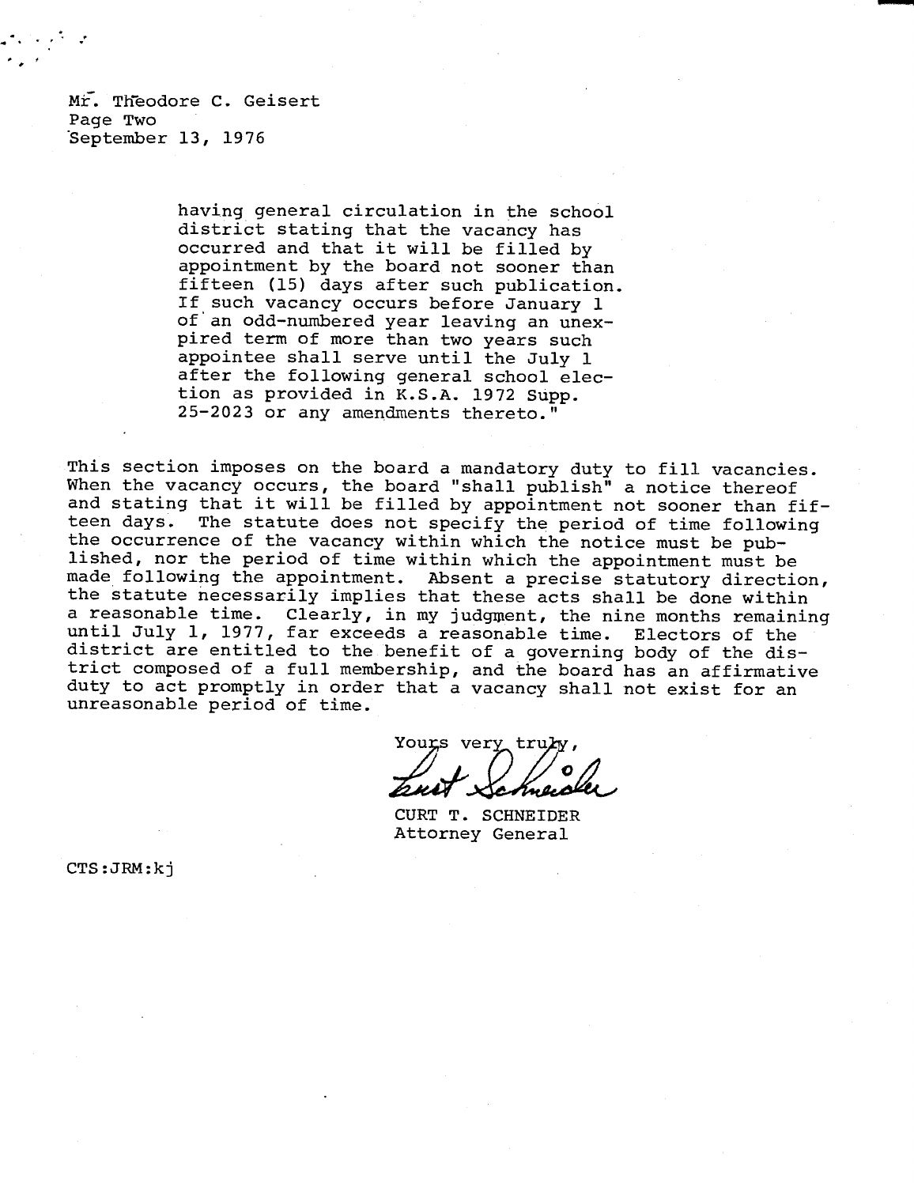Mr. Theodore C. Geisert
Page Two
September 13, 1976

> having general circulation in the school district stating that the vacancy has occurred and that it will be filled by appointment by the board not sooner than fifteen (15) days after such publication. If such vacancy occurs before January 1 of an odd-numbered year leaving an unexpired term of more than two years such appointee shall serve until the July 1 after the following general school election as provided in K.S.A. 1972 Supp. 25-2023 or any amendments thereto."

This section imposes on the board a mandatory duty to fill vacancies. When the vacancy occurs, the board "shall publish" a notice thereof and stating that it will be filled by appointment not sooner than fifteen days. The statute does not specify the period of time following the occurrence of the vacancy within which the notice must be published, nor the period of time within which the appointment must be made following the appointment. Absent a precise statutory direction, the statute necessarily implies that these acts shall be done within a reasonable time. Clearly, in my judgment, the nine months remaining until July 1, 1977, far exceeds a reasonable time. Electors of the district are entitled to the benefit of a governing body of the district composed of a full membership, and the board has an affirmative duty to act promptly in order that a vacancy shall not exist for an unreasonable period of time.

Yours very truly,

Curt Schneider

CURT T. SCHNEIDER
Attorney General

CTS:JRM:kj